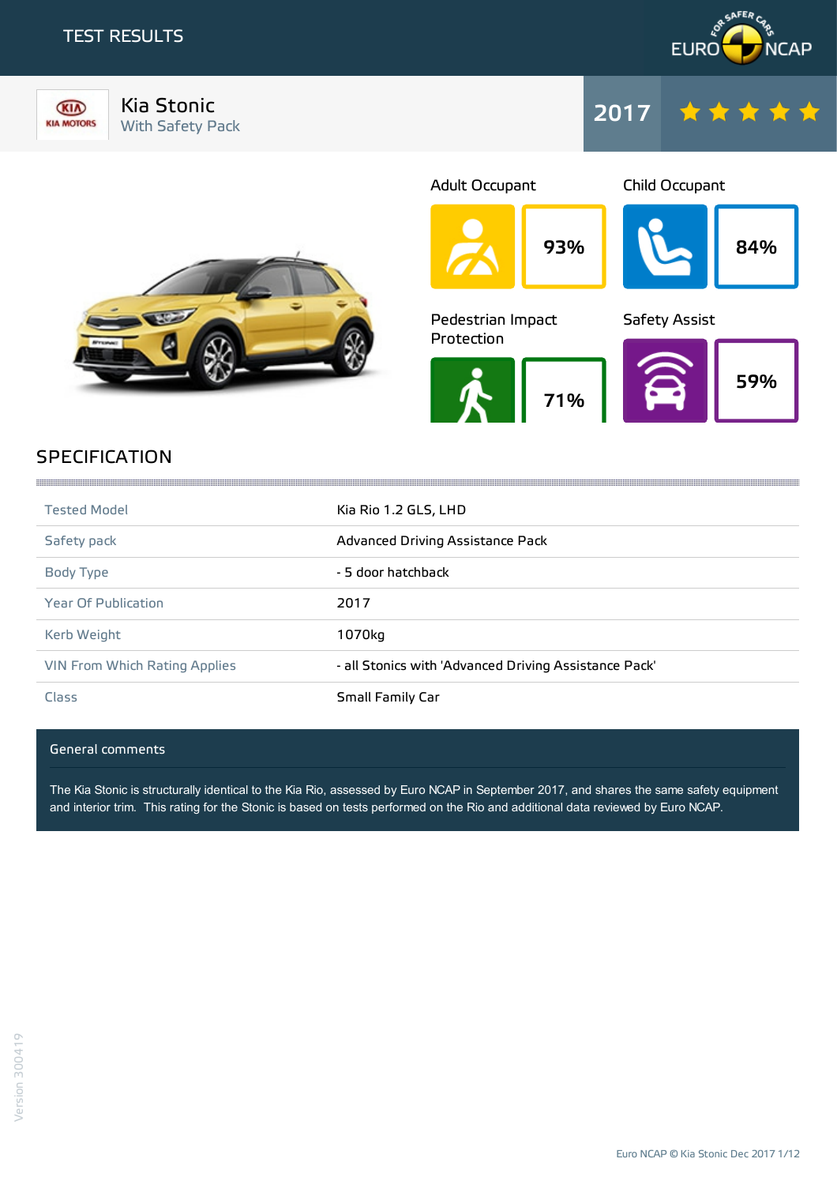# TEST RESULTS

EURO NCAP

## Kia Stonic
With Safety Pack

2017 ★★★★★

| Adult Occupant | Child Occupant | Pedestrian Impact Protection | Safety Assist |
|---|---|---|---|
| 93% | 84% | 71% | 59% |

## SPECIFICATION

| | |
|---|---|
| Tested Model | Kia Rio 1.2 GLS, LHD |
| Safety pack | Advanced Driving Assistance Pack |
| Body Type | - 5 door hatchback |
| Year Of Publication | 2017 |
| Kerb Weight | 1070kg |
| VIN From Which Rating Applies | - all Stonics with 'Advanced Driving Assistance Pack' |
| Class | Small Family Car |

### General comments

The Kia Stonic is structurally identical to the Kia Rio, assessed by Euro NCAP in September 2017, and shares the same safety equipment and interior trim. This rating for the Stonic is based on tests performed on the Rio and additional data reviewed by Euro NCAP.

Version 300419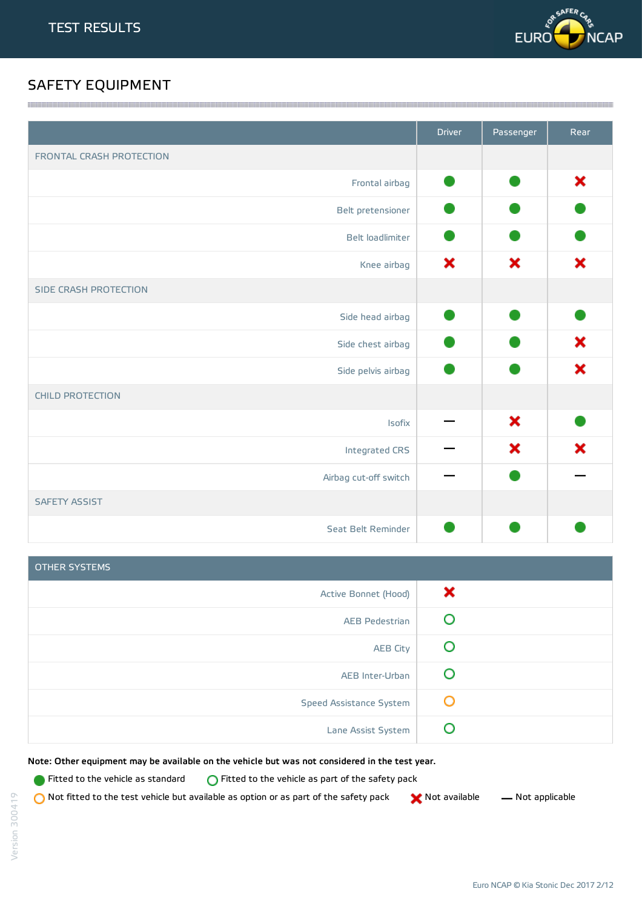# TEST RESULTS

## SAFETY EQUIPMENT

| | Driver | Passenger | Rear |
|---|---|---|---|
| **FRONTAL CRASH PROTECTION** | | | |
| Frontal airbag | Fitted to the vehicle as standard | Fitted to the vehicle as standard | Not available |
| Belt pretensioner | Fitted to the vehicle as standard | Fitted to the vehicle as standard | Fitted to the vehicle as standard |
| Belt loadlimiter | Fitted to the vehicle as standard | Fitted to the vehicle as standard | Fitted to the vehicle as standard |
| Knee airbag | Not available | Not available | Not available |
| **SIDE CRASH PROTECTION** | | | |
| Side head airbag | Fitted to the vehicle as standard | Fitted to the vehicle as standard | Fitted to the vehicle as standard |
| Side chest airbag | Fitted to the vehicle as standard | Fitted to the vehicle as standard | Not available |
| Side pelvis airbag | Fitted to the vehicle as standard | Fitted to the vehicle as standard | Not available |
| **CHILD PROTECTION** | | | |
| Isofix | Not applicable | Not available | Fitted to the vehicle as standard |
| Integrated CRS | Not applicable | Not available | Not available |
| Airbag cut-off switch | Not applicable | Fitted to the vehicle as standard | Not applicable |
| **SAFETY ASSIST** | | | |
| Seat Belt Reminder | Fitted to the vehicle as standard | Fitted to the vehicle as standard | Fitted to the vehicle as standard |

| OTHER SYSTEMS | |
|---|---|
| Active Bonnet (Hood) | Not available |
| AEB Pedestrian | Fitted to the vehicle as part of the safety pack |
| AEB City | Fitted to the vehicle as part of the safety pack |
| AEB Inter-Urban | Fitted to the vehicle as part of the safety pack |
| Speed Assistance System | Not fitted to the test vehicle but available as option or as part of the safety pack |
| Lane Assist System | Fitted to the vehicle as part of the safety pack |

**Note: Other equipment may be available on the vehicle but was not considered in the test year.**

- Fitted to the vehicle as standard
- Fitted to the vehicle as part of the safety pack
- Not fitted to the test vehicle but available as option or as part of the safety pack
- Not available
- Not applicable

Version 300419

Euro NCAP © Kia Stonic Dec 2017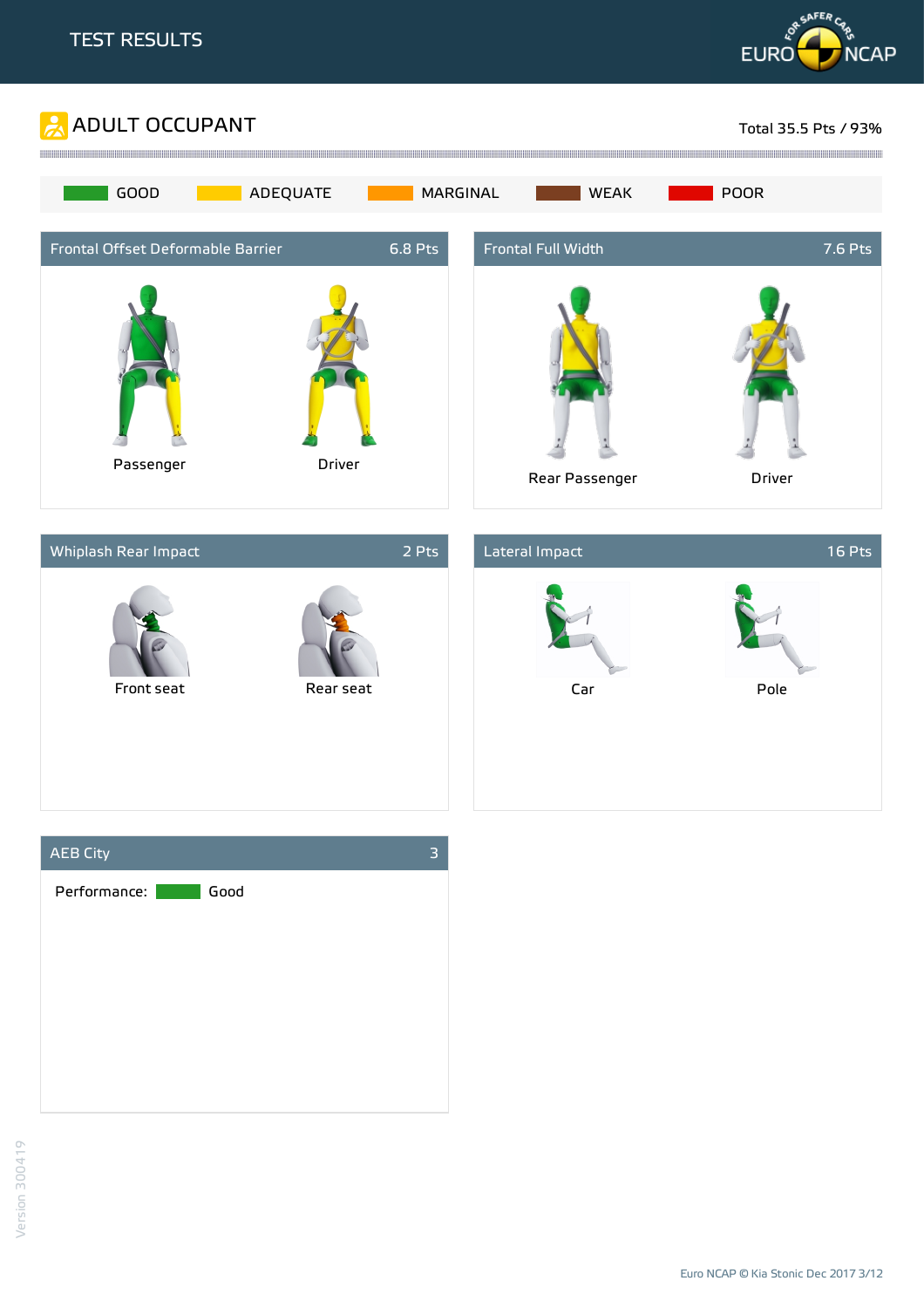# TEST RESULTS

## ADULT OCCUPANT

Total 35.5 Pts / 93%

GOOD | ADEQUATE | MARGINAL | WEAK | POOR

### Frontal Offset Deformable Barrier — 6.8 Pts

Passenger | Driver

### Frontal Full Width — 7.6 Pts

Rear Passenger | Driver

### Whiplash Rear Impact — 2 Pts

Front seat | Rear seat

### Lateral Impact — 16 Pts

Car | Pole

### AEB City — 3

Performance: Good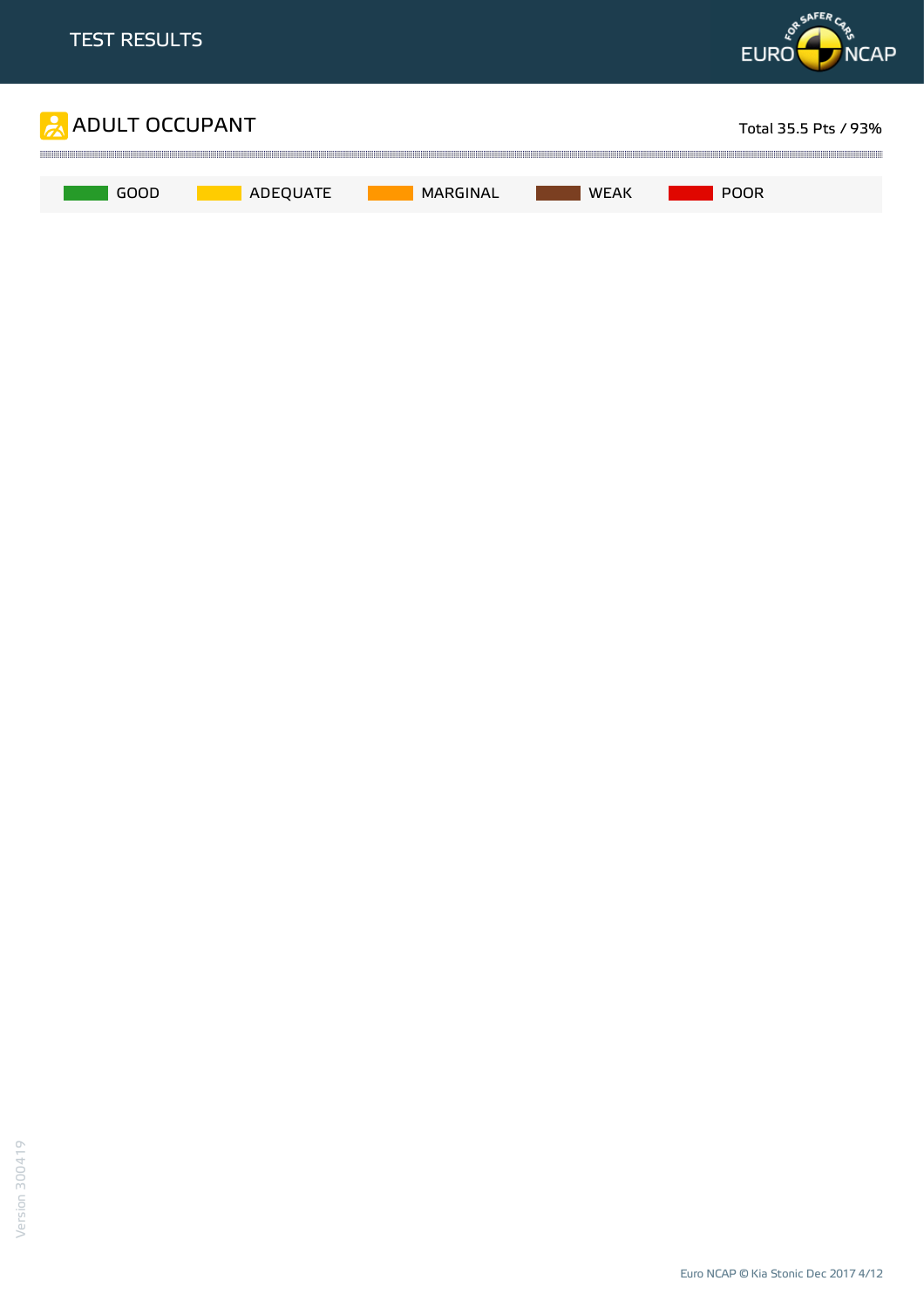# ADULT OCCUPANT

Total 35.5 Pts / 93%

GOOD | ADEQUATE | MARGINAL | WEAK | POOR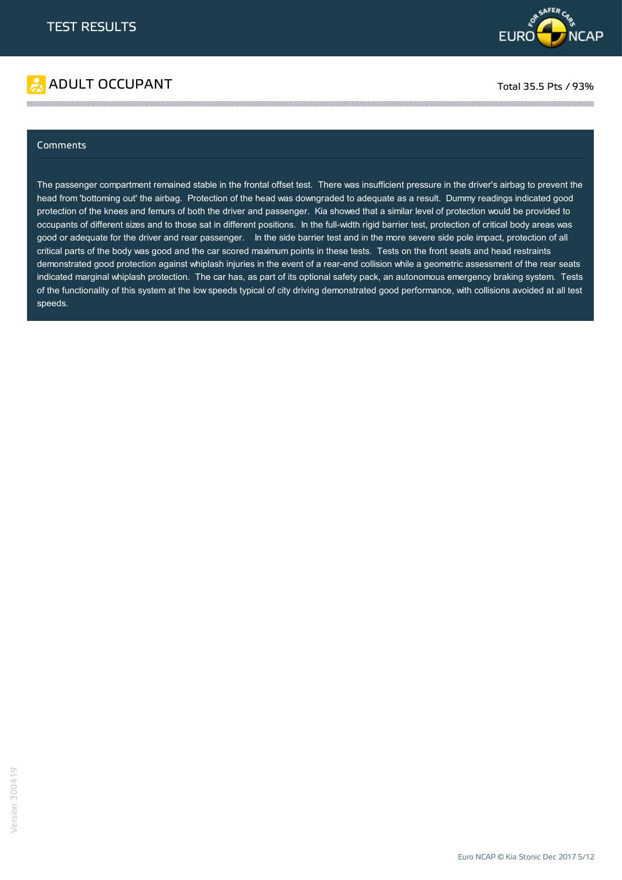# TEST RESULTS

## ADULT OCCUPANT

Total 35.5 Pts / 93%

### Comments

The passenger compartment remained stable in the frontal offset test. There was insufficient pressure in the driver's airbag to prevent the head from 'bottoming out' the airbag. Protection of the head was downgraded to adequate as a result. Dummy readings indicated good protection of the knees and femurs of both the driver and passenger. Kia showed that a similar level of protection would be provided to occupants of different sizes and to those sat in different positions. In the full-width rigid barrier test, protection of critical body areas was good or adequate for the driver and rear passenger. In the side barrier test and in the more severe side pole impact, protection of all critical parts of the body was good and the car scored maximum points in these tests. Tests on the front seats and head restraints demonstrated good protection against whiplash injuries in the event of a rear-end collision while a geometric assessment of the rear seats indicated marginal whiplash protection. The car has, as part of its optional safety pack, an autonomous emergency braking system. Tests of the functionality of this system at the low speeds typical of city driving demonstrated good performance, with collisions avoided at all test speeds.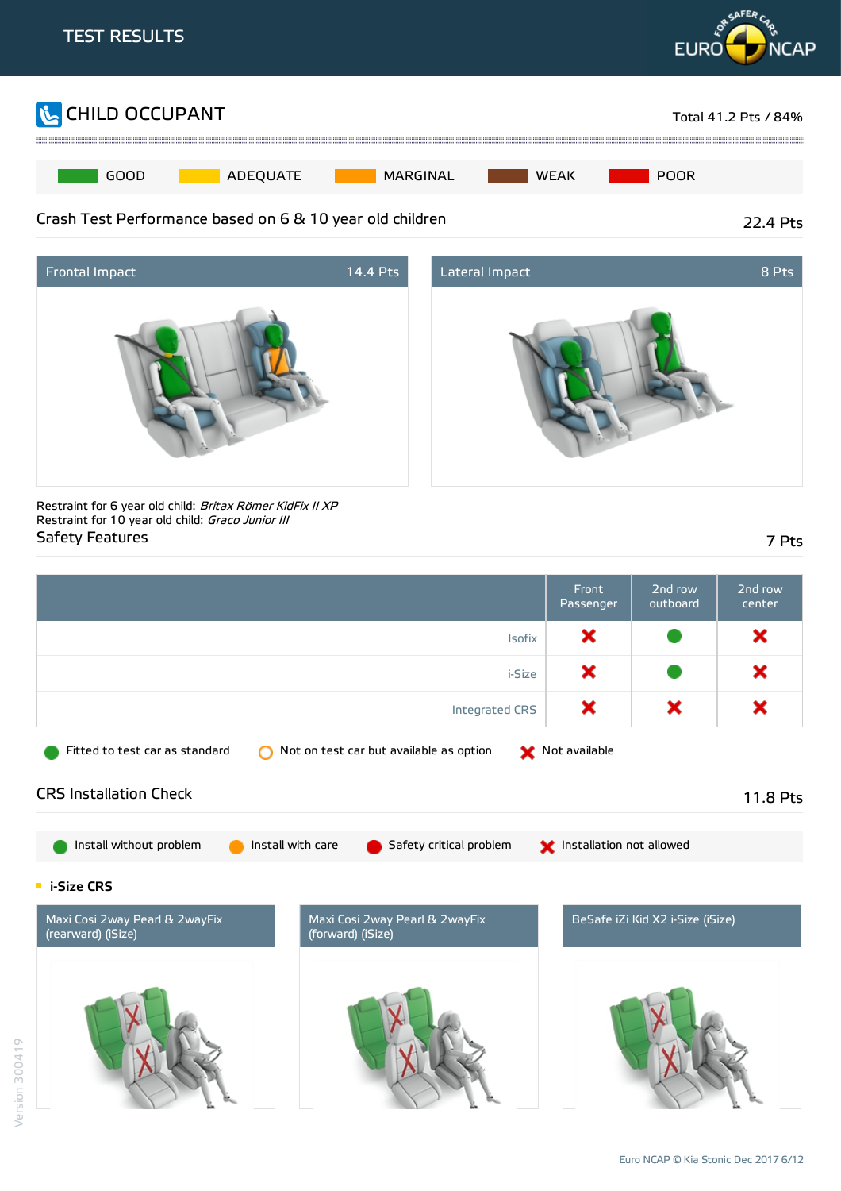TEST RESULTS

## CHILD OCCUPANT

Total 41.2 Pts / 84%

GOOD | ADEQUATE | MARGINAL | WEAK | POOR

### Crash Test Performance based on 6 & 10 year old children

22.4 Pts

| Frontal Impact | 14.4 Pts |
|---|---|

| Lateral Impact | 8 Pts |
|---|---|

Restraint for 6 year old child: *Britax Römer KidFix II XP*
Restraint for 10 year old child: *Graco Junior III*

### Safety Features

7 Pts

| | Front Passenger | 2nd row outboard | 2nd row center |
|---|---|---|---|
| Isofix | Not available | Fitted to test car as standard | Not available |
| i-Size | Not available | Fitted to test car as standard | Not available |
| Integrated CRS | Not available | Not available | Not available |

Fitted to test car as standard | Not on test car but available as option | Not available

### CRS Installation Check

11.8 Pts

Install without problem | Install with care | Safety critical problem | Installation not allowed

**i-Size CRS**

| Maxi Cosi 2way Pearl & 2wayFix (rearward) (iSize) | Maxi Cosi 2way Pearl & 2wayFix (forward) (iSize) | BeSafe iZi Kid X2 i-Size (iSize) |
|---|---|---|

Version 300419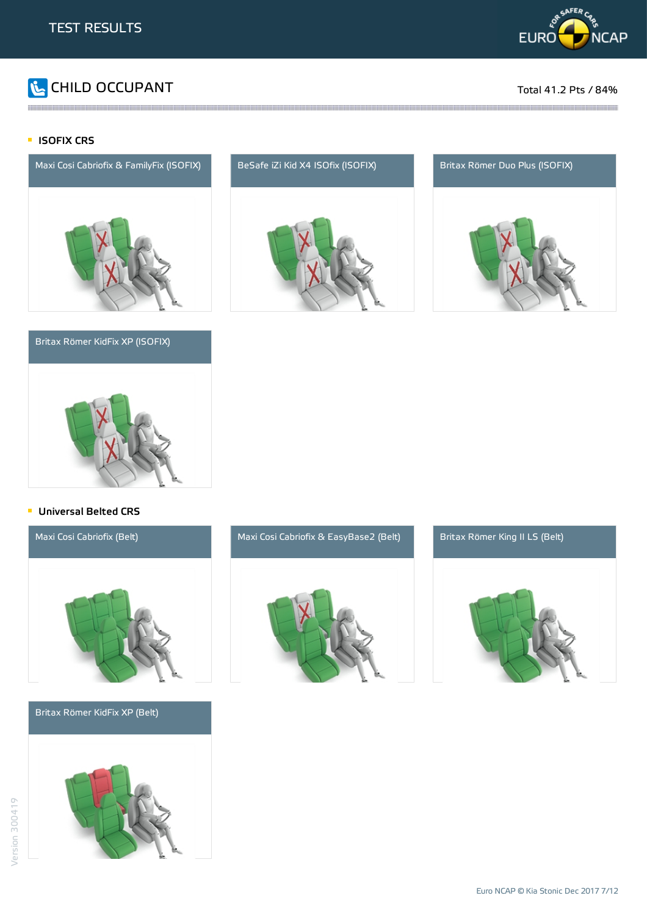# TEST RESULTS

## CHILD OCCUPANT

Total 41.2 Pts / 84%

### ISOFIX CRS

Maxi Cosi Cabriofix & FamilyFix (ISOFIX)

BeSafe iZi Kid X4 ISOfix (ISOFIX)

Britax Römer Duo Plus (ISOFIX)

Britax Römer KidFix XP (ISOFIX)

### Universal Belted CRS

Maxi Cosi Cabriofix (Belt)

Maxi Cosi Cabriofix & EasyBase2 (Belt)

Britax Römer King II LS (Belt)

Britax Römer KidFix XP (Belt)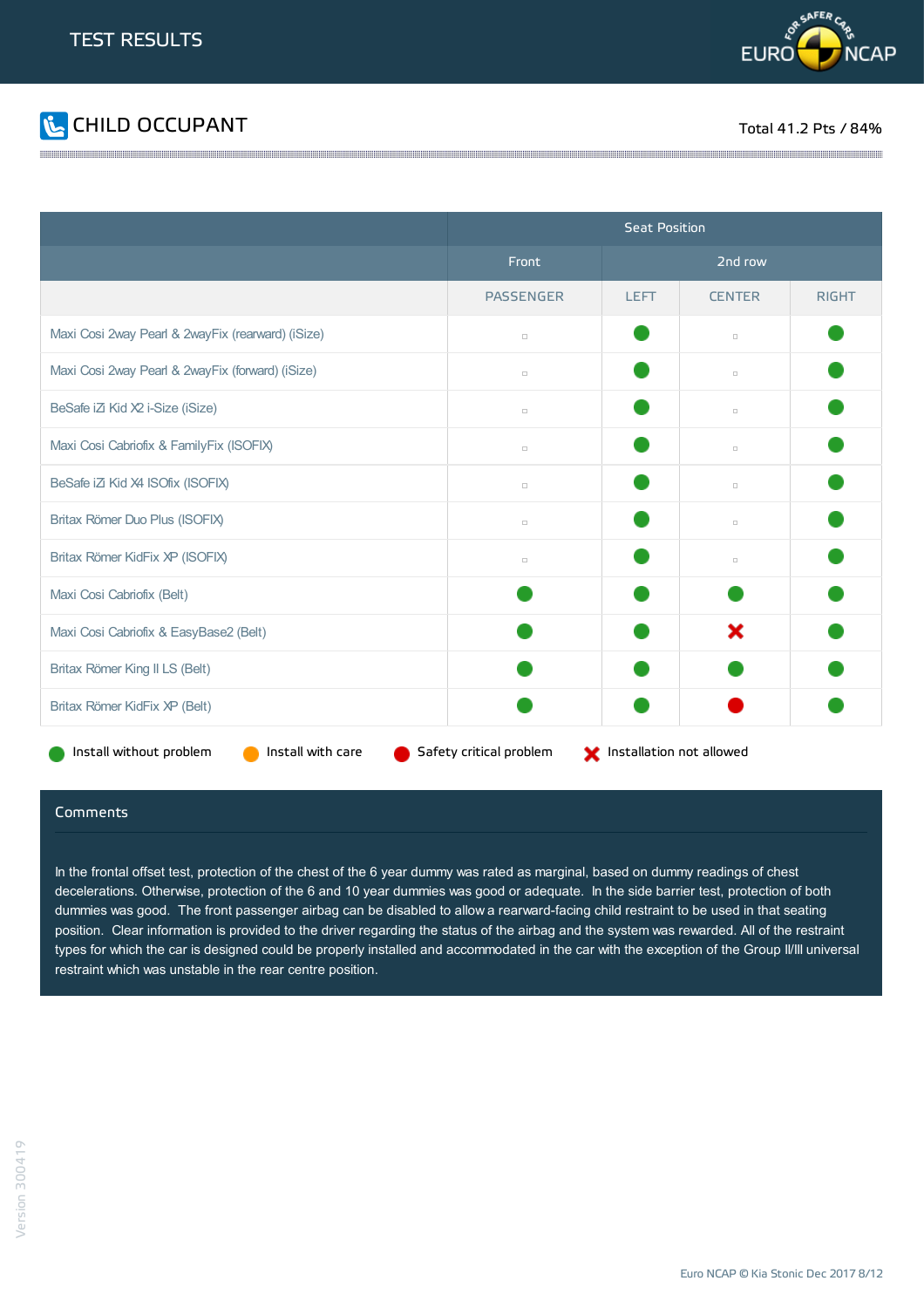# TEST RESULTS

## CHILD OCCUPANT

Total 41.2 Pts / 84%

| | Seat Position | | | |
|---|---|---|---|---|
| | Front | 2nd row | | |
| | PASSENGER | LEFT | CENTER | RIGHT |
| Maxi Cosi 2way Pearl & 2wayFix (rearward) (iSize) | ▫ | ● | ▫ | ● |
| Maxi Cosi 2way Pearl & 2wayFix (forward) (iSize) | ▫ | ● | ▫ | ● |
| BeSafe iZi Kid X2 i-Size (iSize) | ▫ | ● | ▫ | ● |
| Maxi Cosi Cabriofix & FamilyFix (ISOFIX) | ▫ | ● | ▫ | ● |
| BeSafe iZi Kid X4 ISOfix (ISOFIX) | ▫ | ● | ▫ | ● |
| Britax Römer Duo Plus (ISOFIX) | ▫ | ● | ▫ | ● |
| Britax Römer KidFix XP (ISOFIX) | ▫ | ● | ▫ | ● |
| Maxi Cosi Cabriofix (Belt) | ● | ● | ● | ● |
| Maxi Cosi Cabriofix & EasyBase2 (Belt) | ● | ● | ✖ | ● |
| Britax Römer King II LS (Belt) | ● | ● | ● | ● |
| Britax Römer KidFix XP (Belt) | ● | ● | ● (Safety critical problem) | ● |

● Install without problem ● Install with care ● Safety critical problem ✖ Installation not allowed

### Comments

In the frontal offset test, protection of the chest of the 6 year dummy was rated as marginal, based on dummy readings of chest decelerations. Otherwise, protection of the 6 and 10 year dummies was good or adequate. In the side barrier test, protection of both dummies was good. The front passenger airbag can be disabled to allow a rearward-facing child restraint to be used in that seating position. Clear information is provided to the driver regarding the status of the airbag and the system was rewarded. All of the restraint types for which the car is designed could be properly installed and accommodated in the car with the exception of the Group II/III universal restraint which was unstable in the rear centre position.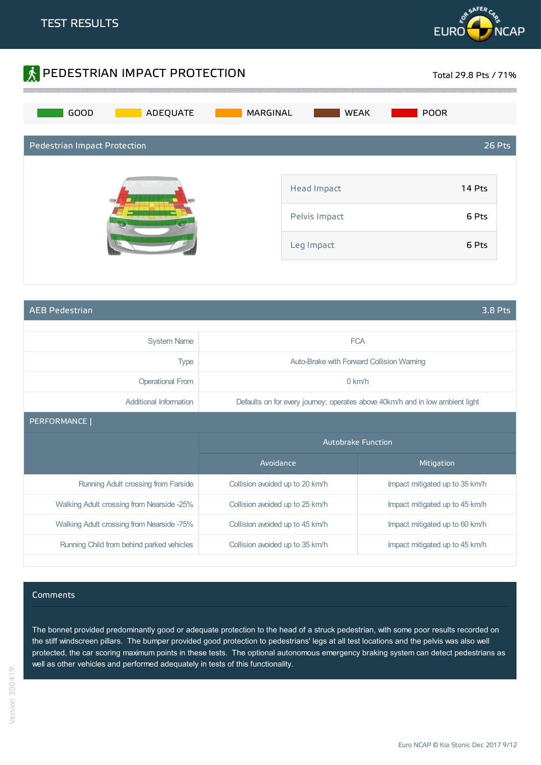# TEST RESULTS

## PEDESTRIAN IMPACT PROTECTION

Total 29.8 Pts / 71%

GOOD | ADEQUATE | MARGINAL | WEAK | POOR

### Pedestrian Impact Protection — 26 Pts

| | |
|---|---|
| Head Impact | 14 Pts |
| Pelvis Impact | 6 Pts |
| Leg Impact | 6 Pts |

### AEB Pedestrian — 3.8 Pts

| | |
|---|---|
| System Name | FCA |
| Type | Auto-Brake with Forward Collision Warning |
| Operational From | 0 km/h |
| Additional Information | Defaults on for every journey; operates above 40km/h and in low ambient light |

**PERFORMANCE |**

| | Autobrake Function | |
|---|---|---|
| | Avoidance | Mitigation |
| Running Adult crossing from Farside | Collision avoided up to 20 km/h | Impact mitigated up to 35 km/h |
| Walking Adult crossing from Nearside -25% | Collision avoided up to 25 km/h | Impact mitigated up to 45 km/h |
| Walking Adult crossing from Nearside -75% | Collision avoided up to 45 km/h | Impact mitigated up to 60 km/h |
| Running Child from behind parked vehicles | Collision avoided up to 35 km/h | Impact mitigated up to 45 km/h |

### Comments

The bonnet provided predominantly good or adequate protection to the head of a struck pedestrian, with some poor results recorded on the stiff windscreen pillars. The bumper provided good protection to pedestrians' legs at all test locations and the pelvis was also well protected, the car scoring maximum points in these tests. The optional autonomous emergency braking system can detect pedestrians as well as other vehicles and performed adequately in tests of this functionality.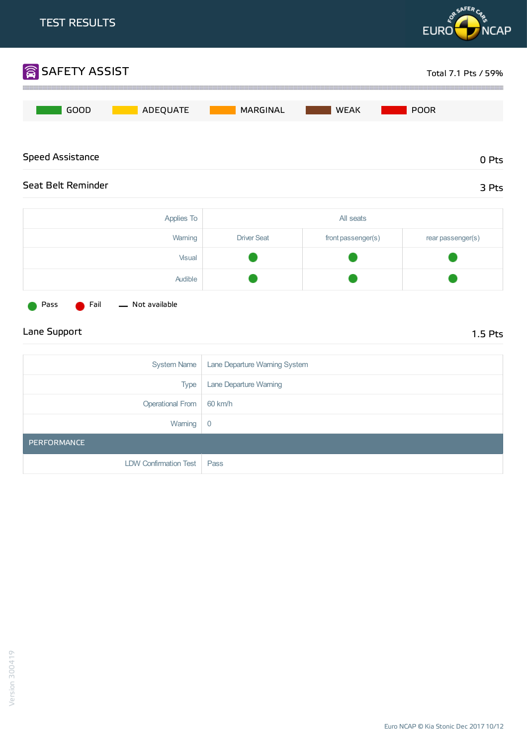# TEST RESULTS

## SAFETY ASSIST

Total 7.1 Pts / 59%

GOOD | ADEQUATE | MARGINAL | WEAK | POOR

### Speed Assistance

0 Pts

### Seat Belt Reminder

3 Pts

| Applies To | All seats | | |
|---|---|---|---|
| Warning | Driver Seat | front passenger(s) | rear passenger(s) |
| Visual | Pass | Pass | Pass |
| Audible | Pass | Pass | Pass |

Pass | Fail | — Not available

### Lane Support

1.5 Pts

| | |
|---|---|
| System Name | Lane Departure Warning System |
| Type | Lane Departure Warning |
| Operational From | 60 km/h |
| Warning | 0 |
| **PERFORMANCE** | |
| LDW Confirmation Test | Pass |

Euro NCAP © Kia Stonic Dec 2017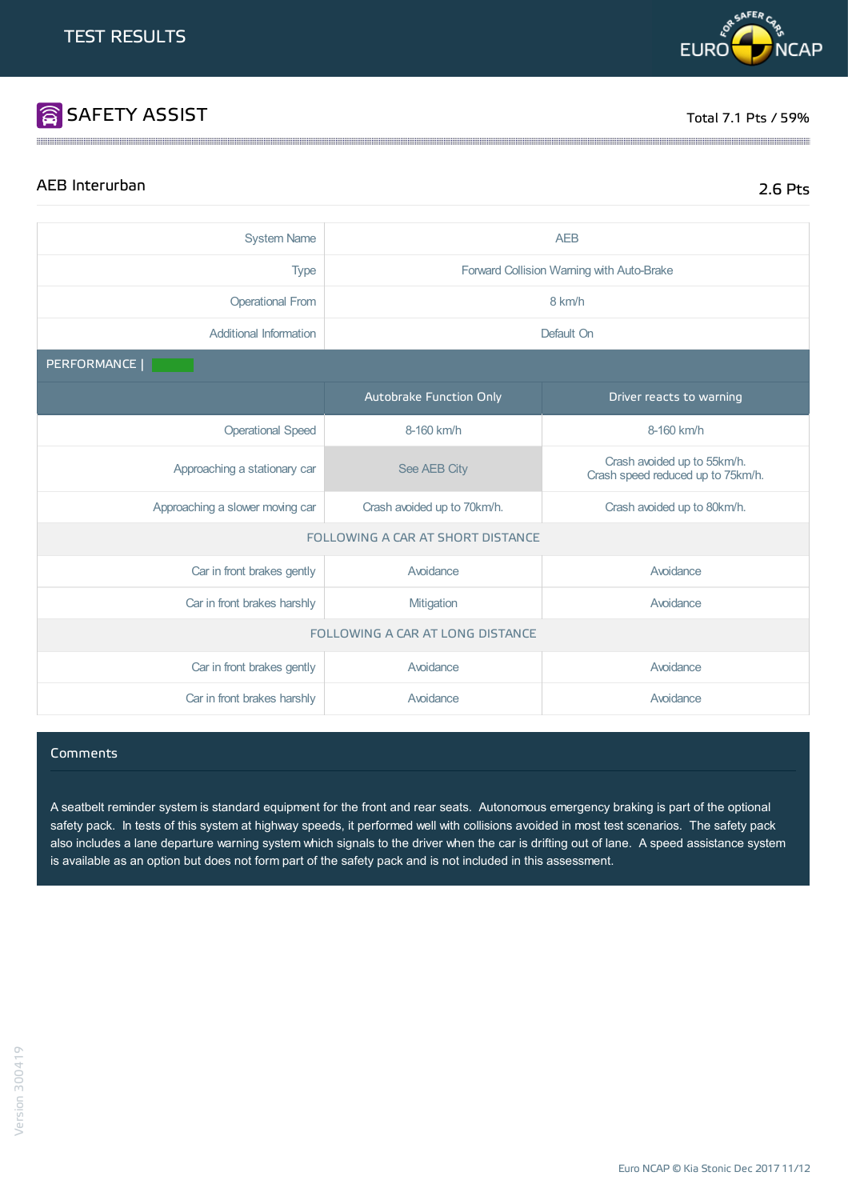# TEST RESULTS

## SAFETY ASSIST

Total 7.1 Pts / 59%

### AEB Interurban

2.6 Pts

| | |
|---|---|
| System Name | AEB |
| Type | Forward Collision Warning with Auto-Brake |
| Operational From | 8 km/h |
| Additional Information | Default On |

**PERFORMANCE |**

| | Autobrake Function Only | Driver reacts to warning |
|---|---|---|
| Operational Speed | 8-160 km/h | 8-160 km/h |
| Approaching a stationary car | See AEB City | Crash avoided up to 55km/h.<br>Crash speed reduced up to 75km/h. |
| Approaching a slower moving car | Crash avoided up to 70km/h. | Crash avoided up to 80km/h. |
| **FOLLOWING A CAR AT SHORT DISTANCE** | | |
| Car in front brakes gently | Avoidance | Avoidance |
| Car in front brakes harshly | Mitigation | Avoidance |
| **FOLLOWING A CAR AT LONG DISTANCE** | | |
| Car in front brakes gently | Avoidance | Avoidance |
| Car in front brakes harshly | Avoidance | Avoidance |

#### Comments

A seatbelt reminder system is standard equipment for the front and rear seats. Autonomous emergency braking is part of the optional safety pack. In tests of this system at highway speeds, it performed well with collisions avoided in most test scenarios. The safety pack also includes a lane departure warning system which signals to the driver when the car is drifting out of lane. A speed assistance system is available as an option but does not form part of the safety pack and is not included in this assessment.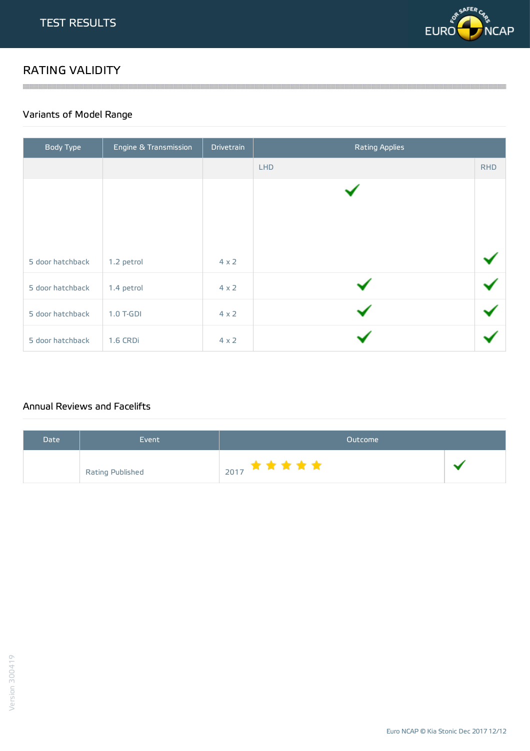# TEST RESULTS

## RATING VALIDITY

### Variants of Model Range

| Body Type | Engine & Transmission | Drivetrain | Rating Applies | |
|---|---|---|---|---|
| | | | LHD | RHD |
| 5 door hatchback | 1.2 petrol | 4 x 2 | ✓ | ✓ |
| 5 door hatchback | 1.4 petrol | 4 x 2 | ✓ | ✓ |
| 5 door hatchback | 1.0 T-GDI | 4 x 2 | ✓ | ✓ |
| 5 door hatchback | 1.6 CRDi | 4 x 2 | ✓ | ✓ |

### Annual Reviews and Facelifts

| Date | Event | Outcome | |
|---|---|---|---|
| | Rating Published | 2017 ★★★★★ | ✓ |

Version 300419